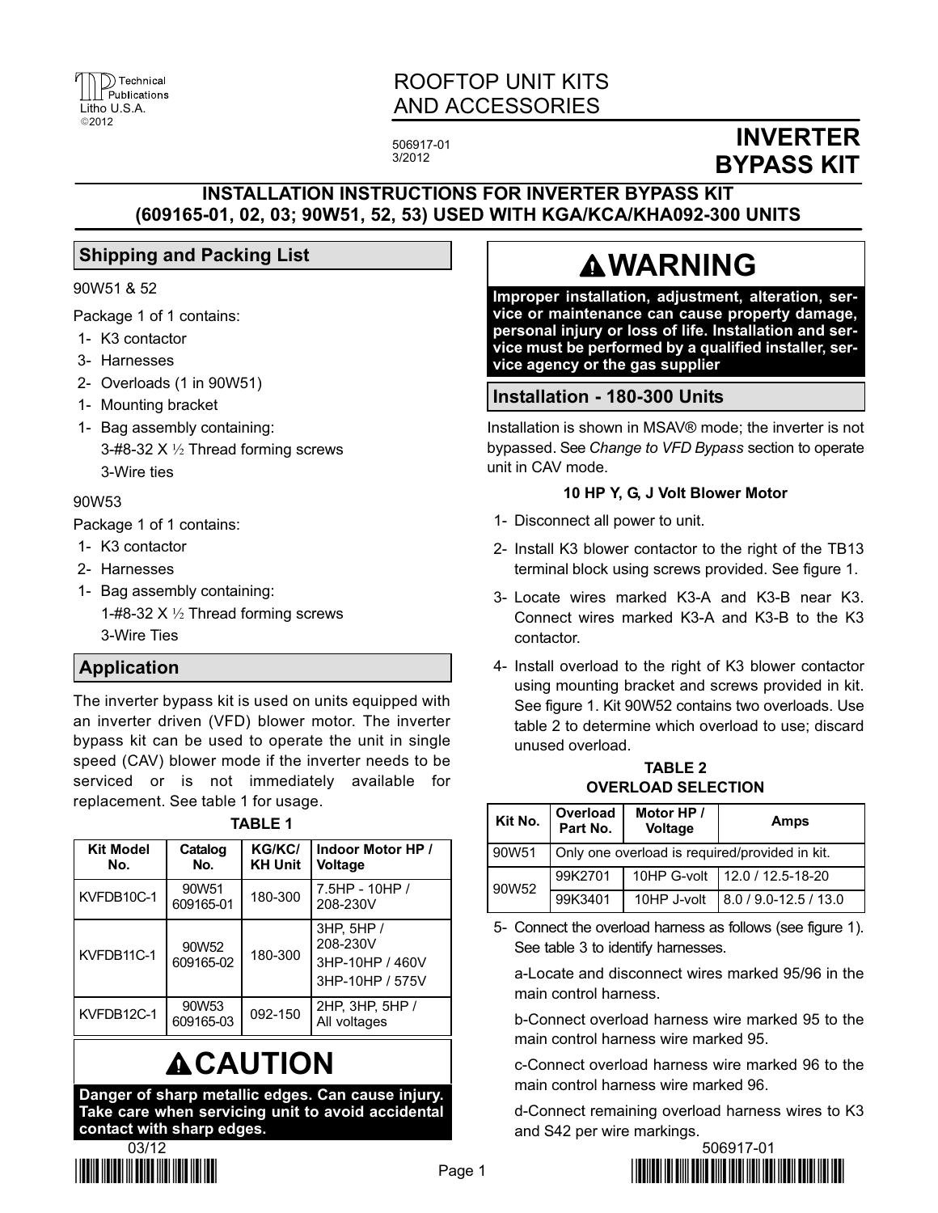# ROOFTOP UNIT KITS AND ACCESSORIES

506917-01
3/2012

# INVERTER BYPASS KIT

## INSTALLATION INSTRUCTIONS FOR INVERTER BYPASS KIT (609165-01, 02, 03; 90W51, 52, 53) USED WITH KGA/KCA/KHA092-300 UNITS

## Shipping and Packing List

90W51 & 52

Package 1 of 1 contains:

- 1- K3 contactor
- 3- Harnesses
- 2- Overloads (1 in 90W51)
- 1- Mounting bracket
- 1- Bag assembly containing:
  - 3-#8-32 X ½ Thread forming screws
  - 3-Wire ties

90W53

Package 1 of 1 contains:

- 1- K3 contactor
- 2- Harnesses
- 1- Bag assembly containing:
  - 1-#8-32 X ½ Thread forming screws
  - 3-Wire Ties

## Application

The inverter bypass kit is used on units equipped with an inverter driven (VFD) blower motor. The inverter bypass kit can be used to operate the unit in single speed (CAV) blower mode if the inverter needs to be serviced or is not immediately available for replacement. See table 1 for usage.

**TABLE 1**

| Kit Model No. | Catalog No. | KG/KC/ KH Unit | Indoor Motor HP / Voltage |
|---|---|---|---|
| KVFDB10C-1 | 90W51 609165-01 | 180-300 | 7.5HP - 10HP / 208-230V |
| KVFDB11C-1 | 90W52 609165-02 | 180-300 | 3HP, 5HP / 208-230V<br>3HP-10HP / 460V<br>3HP-10HP / 575V |
| KVFDB12C-1 | 90W53 609165-03 | 092-150 | 2HP, 3HP, 5HP / All voltages |

## CAUTION

**Danger of sharp metallic edges. Can cause injury. Take care when servicing unit to avoid accidental contact with sharp edges.**

## WARNING

**Improper installation, adjustment, alteration, service or maintenance can cause property damage, personal injury or loss of life. Installation and service must be performed by a qualified installer, service agency or the gas supplier**

## Installation - 180-300 Units

Installation is shown in MSAV® mode; the inverter is not bypassed. See *Change to VFD Bypass* section to operate unit in CAV mode.

### 10 HP Y, G, J Volt Blower Motor

1- Disconnect all power to unit.

2- Install K3 blower contactor to the right of the TB13 terminal block using screws provided. See figure 1.

3- Locate wires marked K3-A and K3-B near K3. Connect wires marked K3-A and K3-B to the K3 contactor.

4- Install overload to the right of K3 blower contactor using mounting bracket and screws provided in kit. See figure 1. Kit 90W52 contains two overloads. Use table 2 to determine which overload to use; discard unused overload.

**TABLE 2**
**OVERLOAD SELECTION**

| Kit No. | Overload Part No. | Motor HP / Voltage | Amps |
|---|---|---|---|
| 90W51 | Only one overload is required/provided in kit. | | |
| 90W52 | 99K2701 | 10HP G-volt | 12.0 / 12.5-18-20 |
| | 99K3401 | 10HP J-volt | 8.0 / 9.0-12.5 / 13.0 |

5- Connect the overload harness as follows (see figure 1). See table 3 to identify harnesses.

a-Locate and disconnect wires marked 95/96 in the main control harness.

b-Connect overload harness wire marked 95 to the main control harness wire marked 95.

c-Connect overload harness wire marked 96 to the main control harness wire marked 96.

d-Connect remaining overload harness wires to K3 and S42 per wire markings.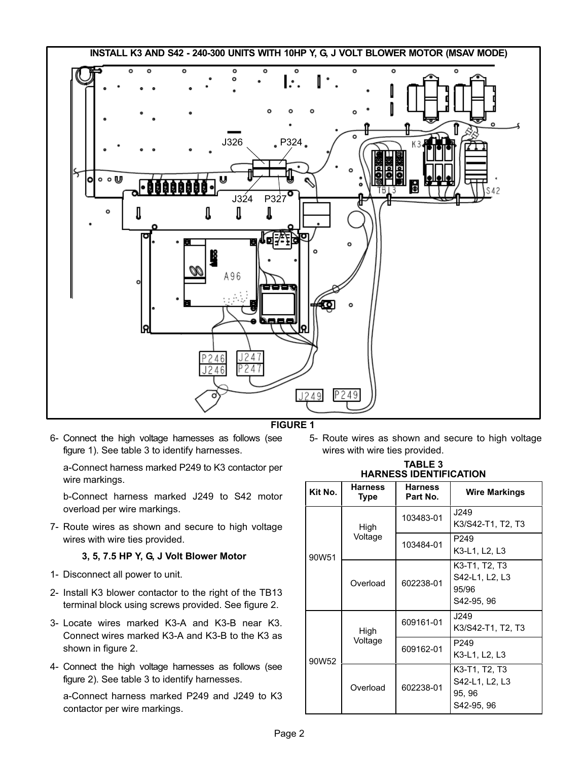**INSTALL K3 AND S42 - 240-300 UNITS WITH 10HP Y, G, J VOLT BLOWER MOTOR (MSAV MODE)**

FIGURE 1

6- Connect the high voltage harnesses as follows (see figure 1). See table 3 to identify harnesses.

a-Connect harness marked P249 to K3 contactor per wire markings.

b-Connect harness marked J249 to S42 motor overload per wire markings.

7- Route wires as shown and secure to high voltage wires with wire ties provided.

### 3, 5, 7.5 HP Y, G, J Volt Blower Motor

1- Disconnect all power to unit.

2- Install K3 blower contactor to the right of the TB13 terminal block using screws provided. See figure 2.

3- Locate wires marked K3-A and K3-B near K3. Connect wires marked K3-A and K3-B to the K3 as shown in figure 2.

4- Connect the high voltage harnesses as follows (see figure 2). See table 3 to identify harnesses.

a-Connect harness marked P249 and J249 to K3 contactor per wire markings.

5- Route wires as shown and secure to high voltage wires with wire ties provided.

**TABLE 3**
**HARNESS IDENTIFICATION**

| Kit No. | Harness Type | Harness Part No. | Wire Markings |
|---|---|---|---|
| 90W51 | High Voltage | 103483-01 | J249 K3/S42-T1, T2, T3 |
| | | 103484-01 | P249 K3-L1, L2, L3 |
| | Overload | 602238-01 | K3-T1, T2, T3 S42-L1, L2, L3 95/96 S42-95, 96 |
| 90W52 | High Voltage | 609161-01 | J249 K3/S42-T1, T2, T3 |
| | | 609162-01 | P249 K3-L1, L2, L3 |
| | Overload | 602238-01 | K3-T1, T2, T3 S42-L1, L2, L3 95, 96 S42-95, 96 |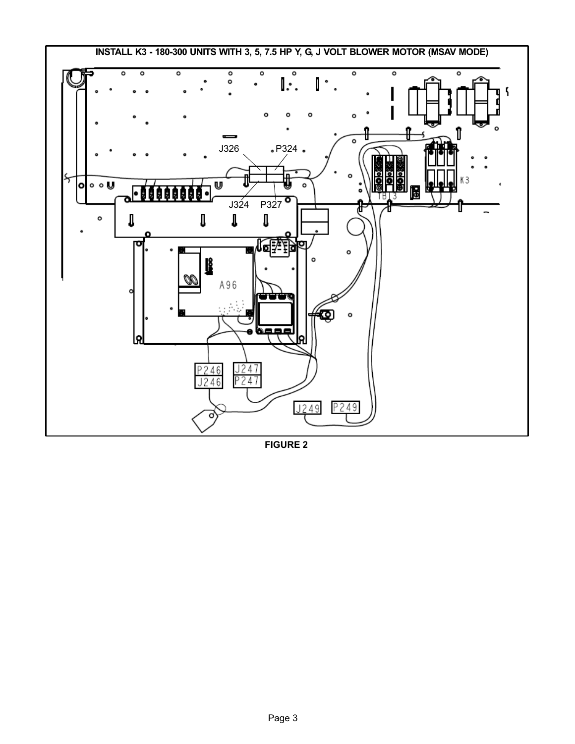**INSTALL K3 - 180-300 UNITS WITH 3, 5, 7.5 HP Y, G, J VOLT BLOWER MOTOR (MSAV MODE)**

J326 P324 J324 P327 K3 TB13 A96 P246 J246 J247 P247 J249 P249

**FIGURE 2**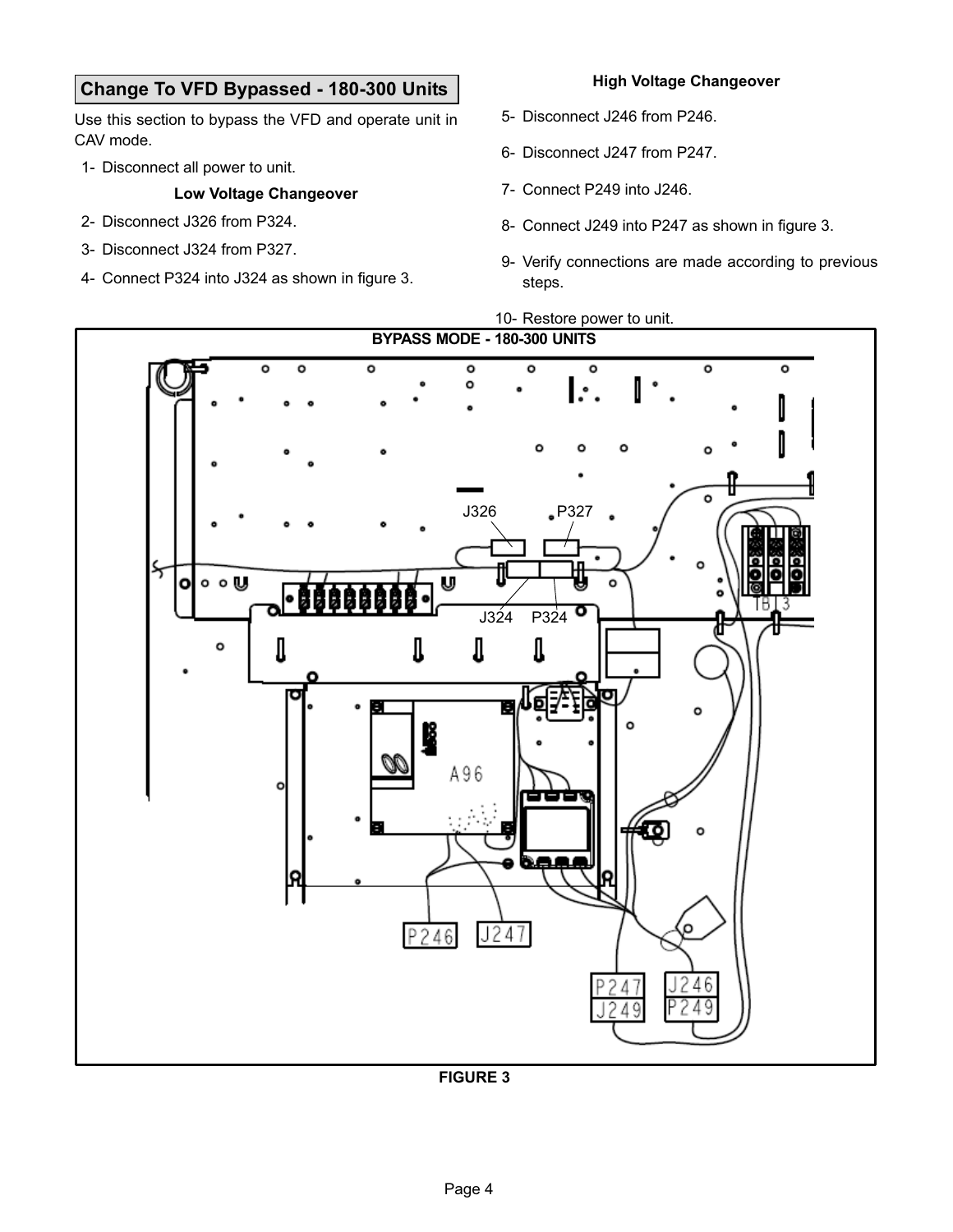## Change To VFD Bypassed - 180-300 Units

Use this section to bypass the VFD and operate unit in CAV mode.

1- Disconnect all power to unit.

**Low Voltage Changeover**

2- Disconnect J326 from P324.

3- Disconnect J324 from P327.

4- Connect P324 into J324 as shown in figure 3.

**High Voltage Changeover**

5- Disconnect J246 from P246.

6- Disconnect J247 from P247.

7- Connect P249 into J246.

8- Connect J249 into P247 as shown in figure 3.

9- Verify connections are made according to previous steps.

10- Restore power to unit.

**BYPASS MODE - 180-300 UNITS**

J326 P327 J324 P324 TB13 A96 P246 J247 P247 J249 J246 P249

**FIGURE 3**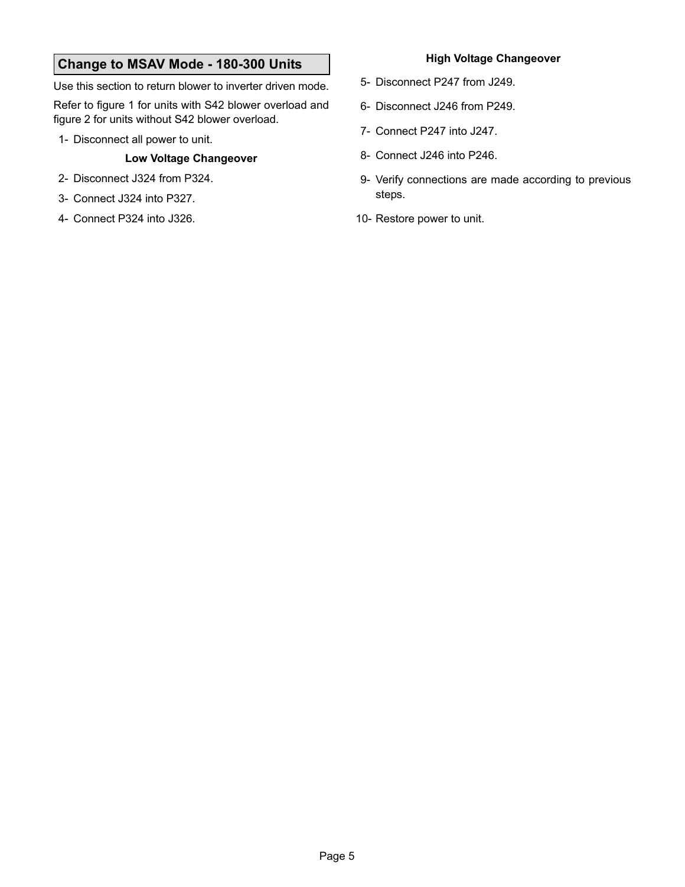## Change to MSAV Mode - 180-300 Units

Use this section to return blower to inverter driven mode.

Refer to figure 1 for units with S42 blower overload and figure 2 for units without S42 blower overload.

1- Disconnect all power to unit.

**Low Voltage Changeover**

2- Disconnect J324 from P324.

3- Connect J324 into P327.

4- Connect P324 into J326.

**High Voltage Changeover**

5- Disconnect P247 from J249.

6- Disconnect J246 from P249.

7- Connect P247 into J247.

8- Connect J246 into P246.

9- Verify connections are made according to previous steps.

10- Restore power to unit.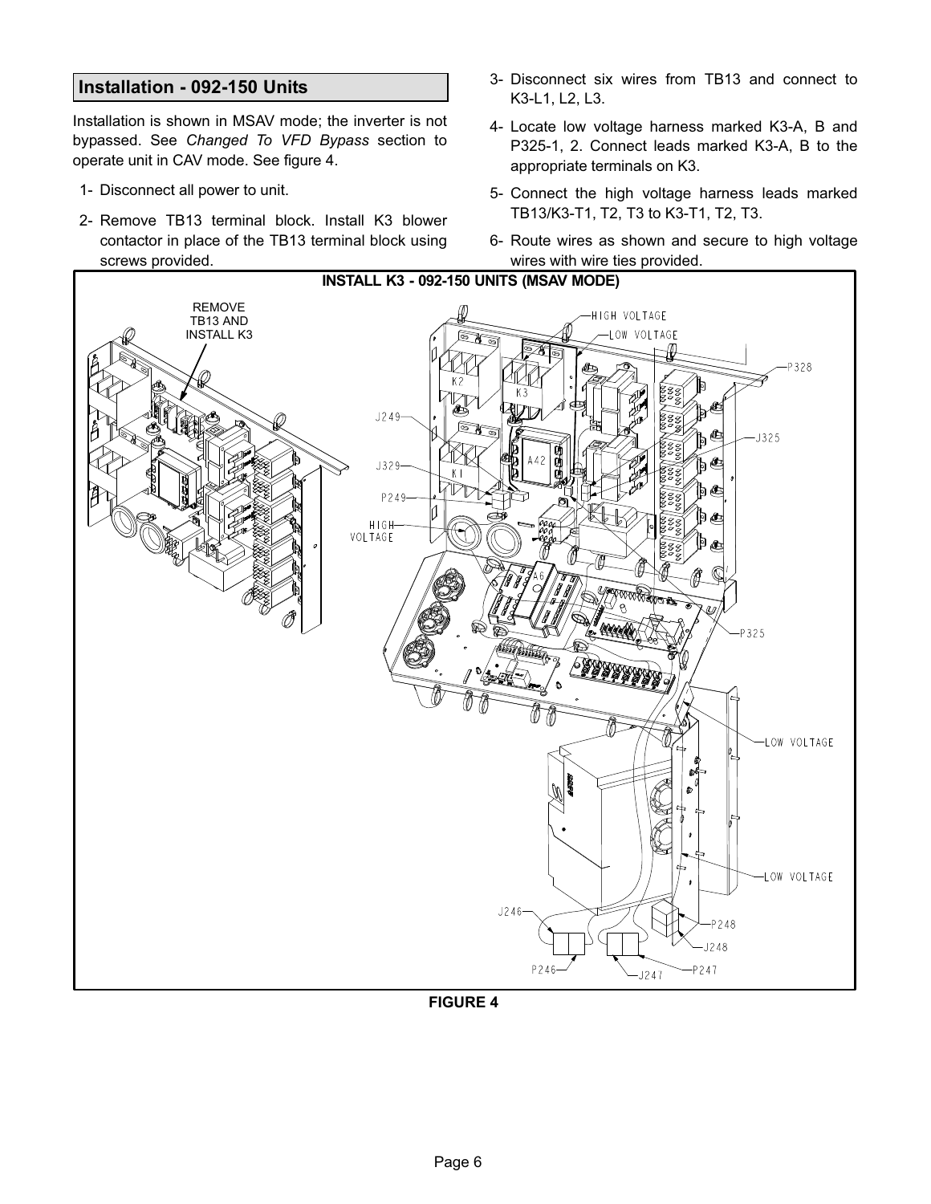## Installation - 092-150 Units

Installation is shown in MSAV mode; the inverter is not bypassed. See *Changed To VFD Bypass* section to operate unit in CAV mode. See figure 4.

1- Disconnect all power to unit.

2- Remove TB13 terminal block. Install K3 blower contactor in place of the TB13 terminal block using screws provided.

3- Disconnect six wires from TB13 and connect to K3-L1, L2, L3.

4- Locate low voltage harness marked K3-A, B and P325-1, 2. Connect leads marked K3-A, B to the appropriate terminals on K3.

5- Connect the high voltage harness leads marked TB13/K3-T1, T2, T3 to K3-T1, T2, T3.

6- Route wires as shown and secure to high voltage wires with wire ties provided.

**INSTALL K3 - 092-150 UNITS (MSAV MODE)**

REMOVE TB13 AND INSTALL K3

HIGH VOLTAGE, LOW VOLTAGE, P328, J249, K2, K3, K1, A42, J329, P249, HIGH VOLTAGE, J325, A6, P325, LOW VOLTAGE, LOW VOLTAGE, J246, P248, J248, P246, J247, P247

**FIGURE 4**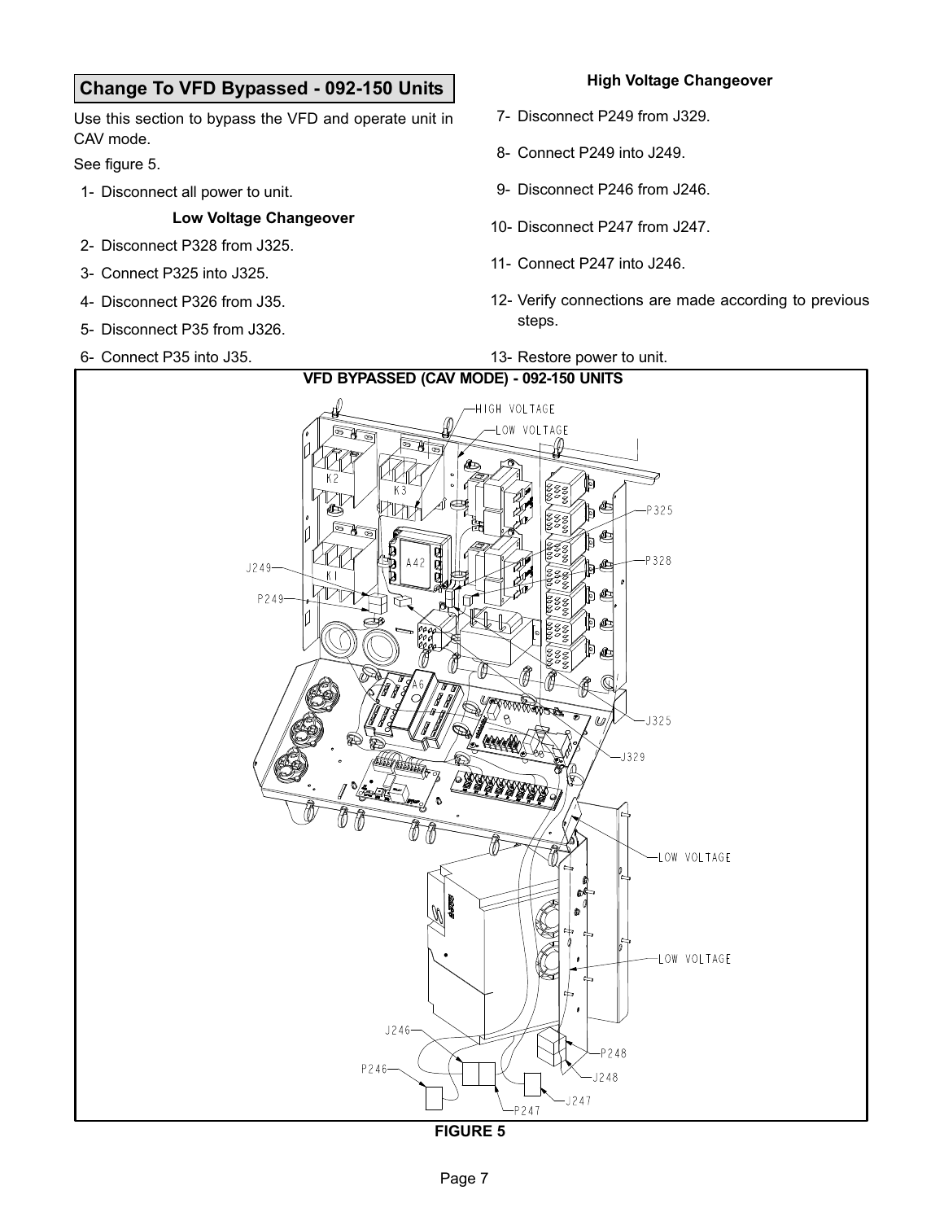## Change To VFD Bypassed - 092-150 Units

Use this section to bypass the VFD and operate unit in CAV mode.

See figure 5.

1- Disconnect all power to unit.

**Low Voltage Changeover**

2- Disconnect P328 from J325.

3- Connect P325 into J325.

4- Disconnect P326 from J35.

5- Disconnect P35 from J326.

6- Connect P35 into J35.

**High Voltage Changeover**

7- Disconnect P249 from J329.

8- Connect P249 into J249.

9- Disconnect P246 from J246.

10- Disconnect P247 from J247.

11- Connect P247 into J246.

12- Verify connections are made according to previous steps.

13- Restore power to unit.

**VFD BYPASSED (CAV MODE) - 092-150 UNITS**

HIGH VOLTAGE
LOW VOLTAGE
K2
K3
K1
A42
A6
J249
P249
P325
P328
J325
J329
LOW VOLTAGE
LOW VOLTAGE
J246
P246
P247
J247
P248
J248

**FIGURE 5**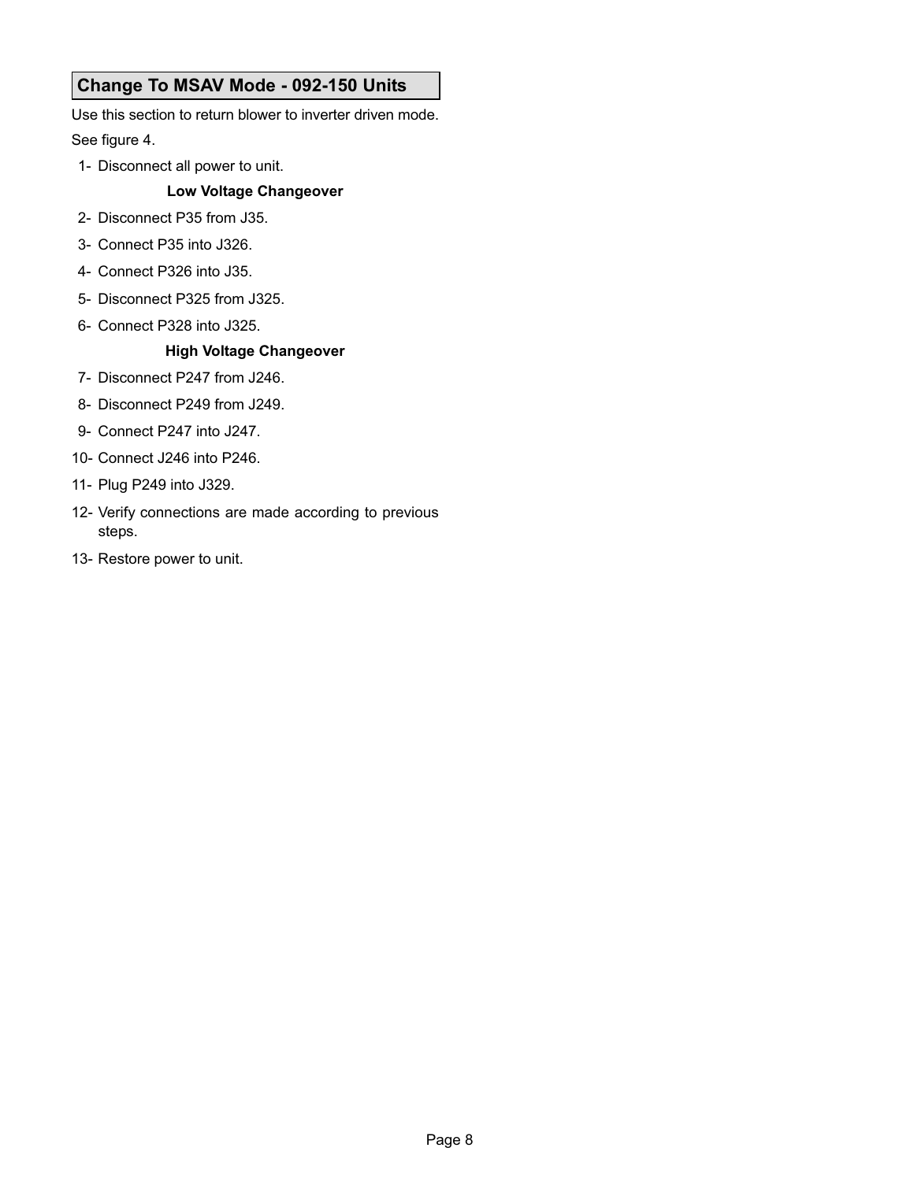## Change To MSAV Mode - 092-150 Units

Use this section to return blower to inverter driven mode.

See figure 4.

1- Disconnect all power to unit.

**Low Voltage Changeover**

2- Disconnect P35 from J35.

3- Connect P35 into J326.

4- Connect P326 into J35.

5- Disconnect P325 from J325.

6- Connect P328 into J325.

**High Voltage Changeover**

7- Disconnect P247 from J246.

8- Disconnect P249 from J249.

9- Connect P247 into J247.

10- Connect J246 into P246.

11- Plug P249 into J329.

12- Verify connections are made according to previous steps.

13- Restore power to unit.